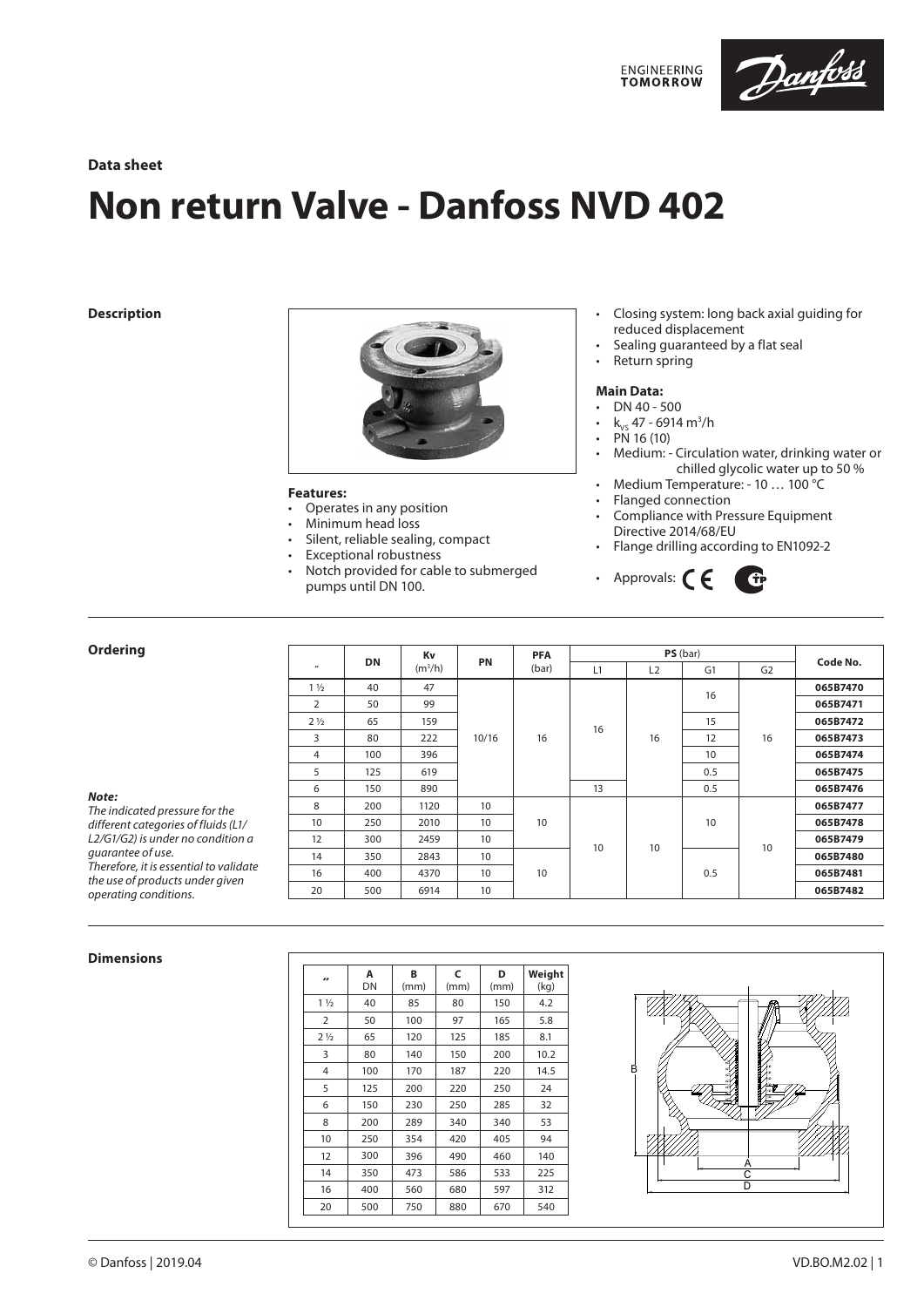Data sheet

# Non return Valve - Danfoss NVD 402

## Description

**Features:**
- Operates in any position
- Minimum head loss
- Silent, reliable sealing, compact
- Exceptional robustness
- Notch provided for cable to submerged pumps until DN 100.

- Closing system: long back axial guiding for reduced displacement
- Sealing guaranteed by a flat seal
- Return spring

**Main Data:**
- DN 40 - 500
- $k_{vs}$ 47 - 6914 $m^3/h$
- PN 16 (10)
- Medium: - Circulation water, drinking water or chilled glycolic water up to 50 %
- Medium Temperature: - 10 … 100 °C
- Flanged connection
- Compliance with Pressure Equipment Directive 2014/68/EU
- Flange drilling according to EN1092-2
- Approvals: CE

## Ordering

| " | DN | Kv ($m^3/h$) | PN | PFA (bar) | PS (bar) L1 | PS (bar) L2 | PS (bar) G1 | PS (bar) G2 | Code No. |
|---|---|---|---|---|---|---|---|---|---|
| 1 ½ | 40 | 47 | 10/16 | 16 | 16 | 16 | 16 | 16 | **065B7470** |
| 2 | 50 | 99 | 10/16 | 16 | 16 | 16 | 16 | 16 | **065B7471** |
| 2 ½ | 65 | 159 | 10/16 | 16 | 16 | 16 | 15 | 16 | **065B7472** |
| 3 | 80 | 222 | 10/16 | 16 | 16 | 16 | 12 | 16 | **065B7473** |
| 4 | 100 | 396 | 10/16 | 16 | 16 | 16 | 10 | 16 | **065B7474** |
| 5 | 125 | 619 | 10/16 | 16 | 16 | 16 | 0.5 | 16 | **065B7475** |
| 6 | 150 | 890 | 10/16 | 16 | 13 | 16 | 0.5 | 16 | **065B7476** |
| 8 | 200 | 1120 | 10 | 10 | 10 | 10 | 10 | 10 | **065B7477** |
| 10 | 250 | 2010 | 10 | 10 | 10 | 10 | 10 | 10 | **065B7478** |
| 12 | 300 | 2459 | 10 | 10 | 10 | 10 | 10 | 10 | **065B7479** |
| 14 | 350 | 2843 | 10 | 10 | 10 | 10 | 0.5 | 10 | **065B7480** |
| 16 | 400 | 4370 | 10 | 10 | 10 | 10 | 0.5 | 10 | **065B7481** |
| 20 | 500 | 6914 | 10 | 10 | 10 | 10 | 0.5 | 10 | **065B7482** |

***Note:***
*The indicated pressure for the different categories of fluids (L1/L2/G1/G2) is under no condition a guarantee of use.*
*Therefore, it is essential to validate the use of products under given operating conditions.*

## Dimensions

| " | A DN | B (mm) | C (mm) | D (mm) | Weight (kg) |
|---|---|---|---|---|---|
| 1 ½ | 40 | 85 | 80 | 150 | 4.2 |
| 2 | 50 | 100 | 97 | 165 | 5.8 |
| 2 ½ | 65 | 120 | 125 | 185 | 8.1 |
| 3 | 80 | 140 | 150 | 200 | 10.2 |
| 4 | 100 | 170 | 187 | 220 | 14.5 |
| 5 | 125 | 200 | 220 | 250 | 24 |
| 6 | 150 | 230 | 250 | 285 | 32 |
| 8 | 200 | 289 | 340 | 340 | 53 |
| 10 | 250 | 354 | 420 | 405 | 94 |
| 12 | 300 | 396 | 490 | 460 | 140 |
| 14 | 350 | 473 | 586 | 533 | 225 |
| 16 | 400 | 560 | 680 | 597 | 312 |
| 20 | 500 | 750 | 880 | 670 | 540 |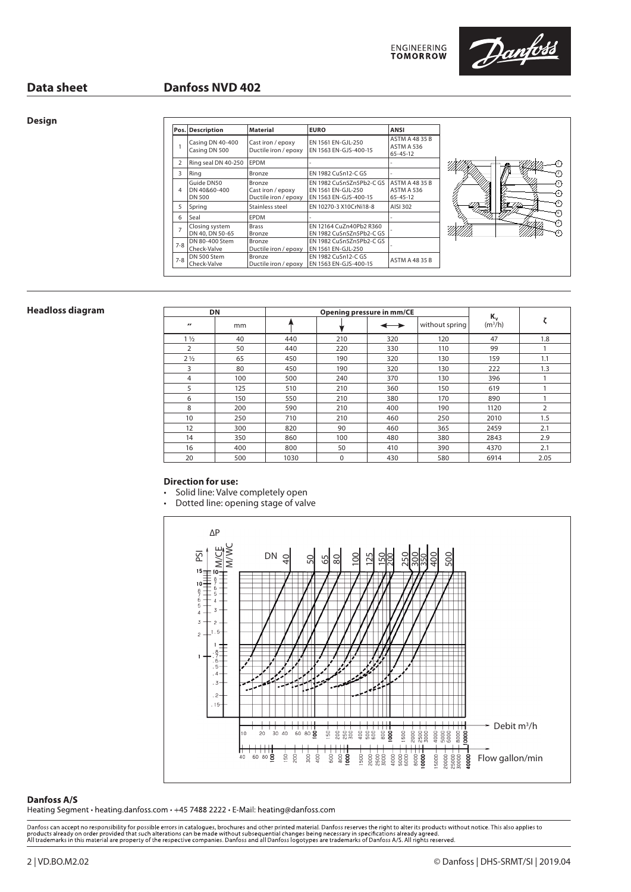# Data sheet Danfoss NVD 402

## Design

| Pos. | Description | Material | EURO | ANSI |
|---|---|---|---|---|
| 1 | Casing DN 40-400<br>Casing DN 500 | Cast iron / epoxy<br>Ductile iron / epoxy | EN 1561 EN-GJL-250<br>EN 1563 EN-GJS-400-15 | ASTM A 48 35 B<br>ASTM A 536<br>65-45-12 |
| 2 | Ring seal DN 40-250 | EPDM | - | - |
| 3 | Ring | Bronze | EN 1982 CuSn12-C GS | - |
| 4 | Guide DN50<br>DN 40&60-400<br>DN 500 | Bronze<br>Cast iron / epoxy<br>Ductile iron / epoxy | EN 1982 CuSn5Zn5Pb2-C GS<br>EN 1561 EN-GJL-250<br>EN 1563 EN-GJS-400-15 | ASTM A 48 35 B<br>ASTM A 536<br>65-45-12 |
| 5 | Spring | Stainless steel | EN 10270-3 X10CrNi18-8 | AISI 302 |
| 6 | Seal | EPDM | - | - |
| 7 | Closing system<br>DN 40, DN 50-65 | Brass<br>Bronze | EN 12164 CuZn40Pb2 R360<br>EN 1982 CuSn5Zn5Pb2-C GS | - |
| 7-8 | DN 80-400 Stem<br>Check-Valve | Bronze<br>Ductile iron / epoxy | EN 1982 CuSn5Zn5Pb2-C GS<br>EN 1561 EN-GJL-250 | - |
| 7-8 | DN 500 Stem<br>Check-Valve | Bronze<br>Ductile iron / epoxy | EN 1982 CuSn12-C GS<br>EN 1563 EN-GJS-400-15 | ASTM A 48 35 B |

## Headloss diagram

| DN | | Opening pressure in mm/CE | | | | $K_v$ | |
|---|---|---|---|---|---|---|---|
| " | mm | ↑ | ↓ | ⟷ | without spring | ($m^3/h$) | ζ |
| 1 ½ | 40 | 440 | 210 | 320 | 120 | 47 | 1.8 |
| 2 | 50 | 440 | 220 | 330 | 110 | 99 | 1 |
| 2 ½ | 65 | 450 | 190 | 320 | 130 | 159 | 1.1 |
| 3 | 80 | 450 | 190 | 320 | 130 | 222 | 1.3 |
| 4 | 100 | 500 | 240 | 370 | 130 | 396 | 1 |
| 5 | 125 | 510 | 210 | 360 | 150 | 619 | 1 |
| 6 | 150 | 550 | 210 | 380 | 170 | 890 | 1 |
| 8 | 200 | 590 | 210 | 400 | 190 | 1120 | 2 |
| 10 | 250 | 710 | 210 | 460 | 250 | 2010 | 1.5 |
| 12 | 300 | 820 | 90 | 460 | 365 | 2459 | 2.1 |
| 14 | 350 | 860 | 100 | 480 | 380 | 2843 | 2.9 |
| 16 | 400 | 800 | 50 | 410 | 390 | 4370 | 2.1 |
| 20 | 500 | 1030 | 0 | 430 | 580 | 6914 | 2.05 |

**Direction for use:**
- Solid line: Valve completely open
- Dotted line: opening stage of valve

ΔP

PSI M/CE M/WC

DN 40 50 65 80 100 125 150 200 250 300 350 400 500

Debit m³/h

Flow gallon/min

**Danfoss A/S**
Heating Segment • heating.danfoss.com • +45 7488 2222 • E-Mail: heating@danfoss.com

Danfoss can accept no responsibility for possible errors in catalogues, brochures and other printed material. Danfoss reserves the right to alter its products without notice. This also applies to products already on order provided that such alterations can be made without subsequential changes being necessary in specifications already agreed.
All trademarks in this material are property of the respective companies. Danfoss and all Danfoss logotypes are trademarks of Danfoss A/S. All rights reserved.